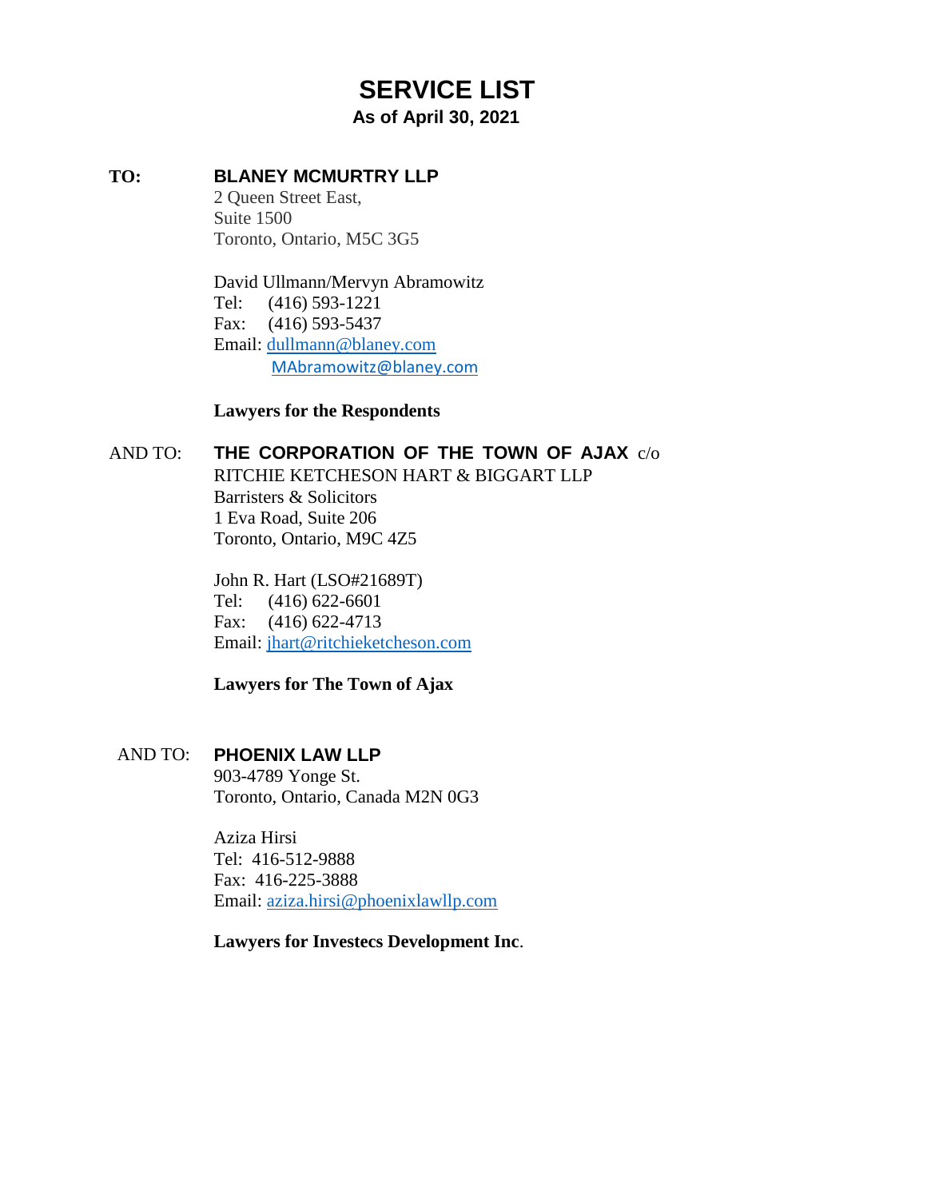# SERVICE LIST

**As of April 30, 2021**

**TO:** **BLANEY MCMURTRY LLP**
2 Queen Street East,
Suite 1500
Toronto, Ontario, M5C 3G5

David Ullmann/Mervyn Abramowitz
Tel: (416) 593-1221
Fax: (416) 593-5437
Email: dullmann@blaney.com
MAbramowitz@blaney.com

**Lawyers for the Respondents**

AND TO: **THE CORPORATION OF THE TOWN OF AJAX** c/o
RITCHIE KETCHESON HART & BIGGART LLP
Barristers & Solicitors
1 Eva Road, Suite 206
Toronto, Ontario, M9C 4Z5

John R. Hart (LSO#21689T)
Tel: (416) 622-6601
Fax: (416) 622-4713
Email: jhart@ritchieketcheson.com

**Lawyers for The Town of Ajax**

AND TO: **PHOENIX LAW LLP**
903-4789 Yonge St.
Toronto, Ontario, Canada M2N 0G3

Aziza Hirsi
Tel: 416-512-9888
Fax: 416-225-3888
Email: aziza.hirsi@phoenixlawllp.com

**Lawyers for Investecs Development Inc**.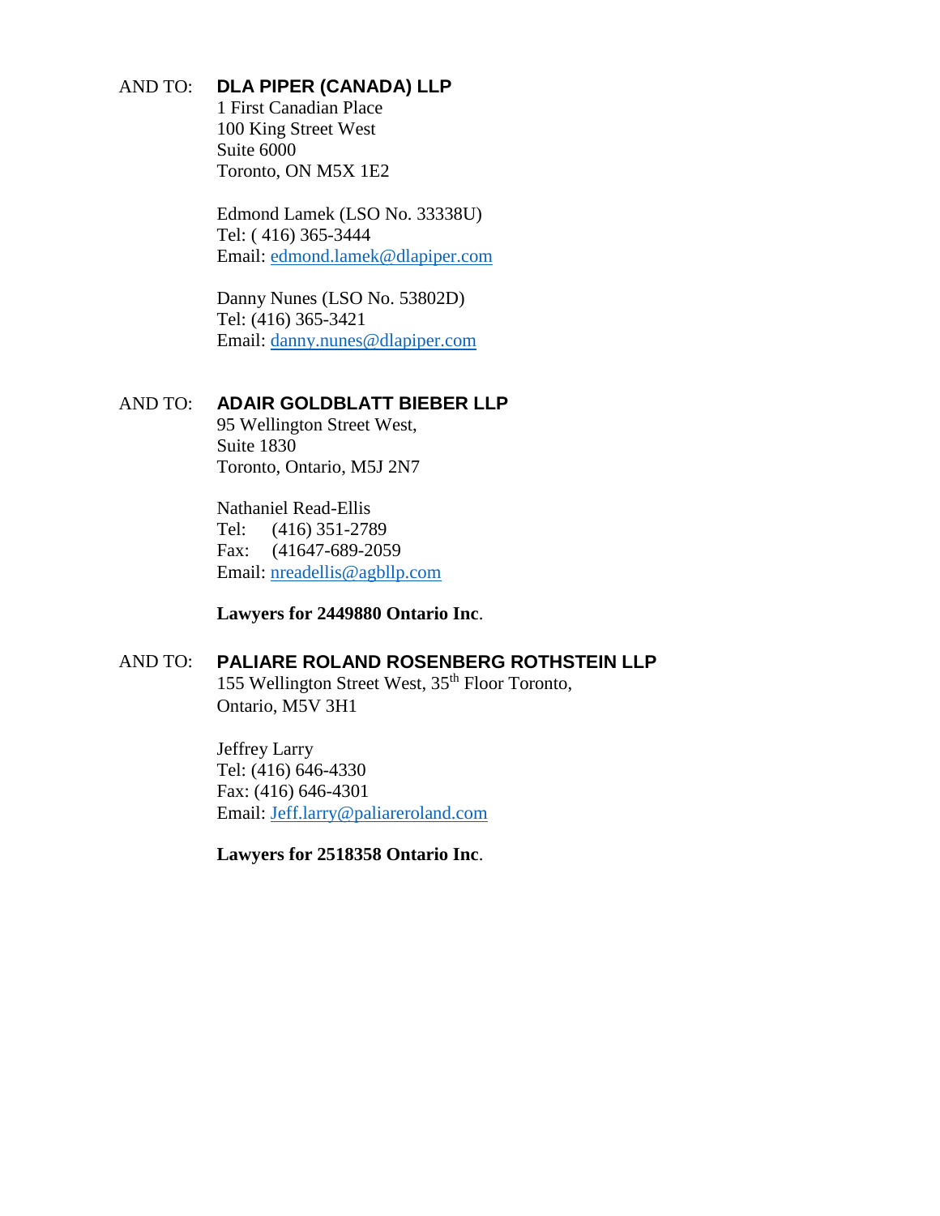AND TO: **DLA PIPER (CANADA) LLP**
1 First Canadian Place
100 King Street West
Suite 6000
Toronto, ON M5X 1E2

Edmond Lamek (LSO No. 33338U)
Tel: ( 416) 365-3444
Email: edmond.lamek@dlapiper.com

Danny Nunes (LSO No. 53802D)
Tel: (416) 365-3421
Email: danny.nunes@dlapiper.com

AND TO: **ADAIR GOLDBLATT BIEBER LLP**
95 Wellington Street West,
Suite 1830
Toronto, Ontario, M5J 2N7

Nathaniel Read-Ellis
Tel: (416) 351-2789
Fax: (41647-689-2059
Email: nreadellis@agbllp.com

**Lawyers for 2449880 Ontario Inc**.

AND TO: **PALIARE ROLAND ROSENBERG ROTHSTEIN LLP**
155 Wellington Street West, 35th Floor Toronto,
Ontario, M5V 3H1

Jeffrey Larry
Tel: (416) 646-4330
Fax: (416) 646-4301
Email: Jeff.larry@paliareroland.com

**Lawyers for 2518358 Ontario Inc**.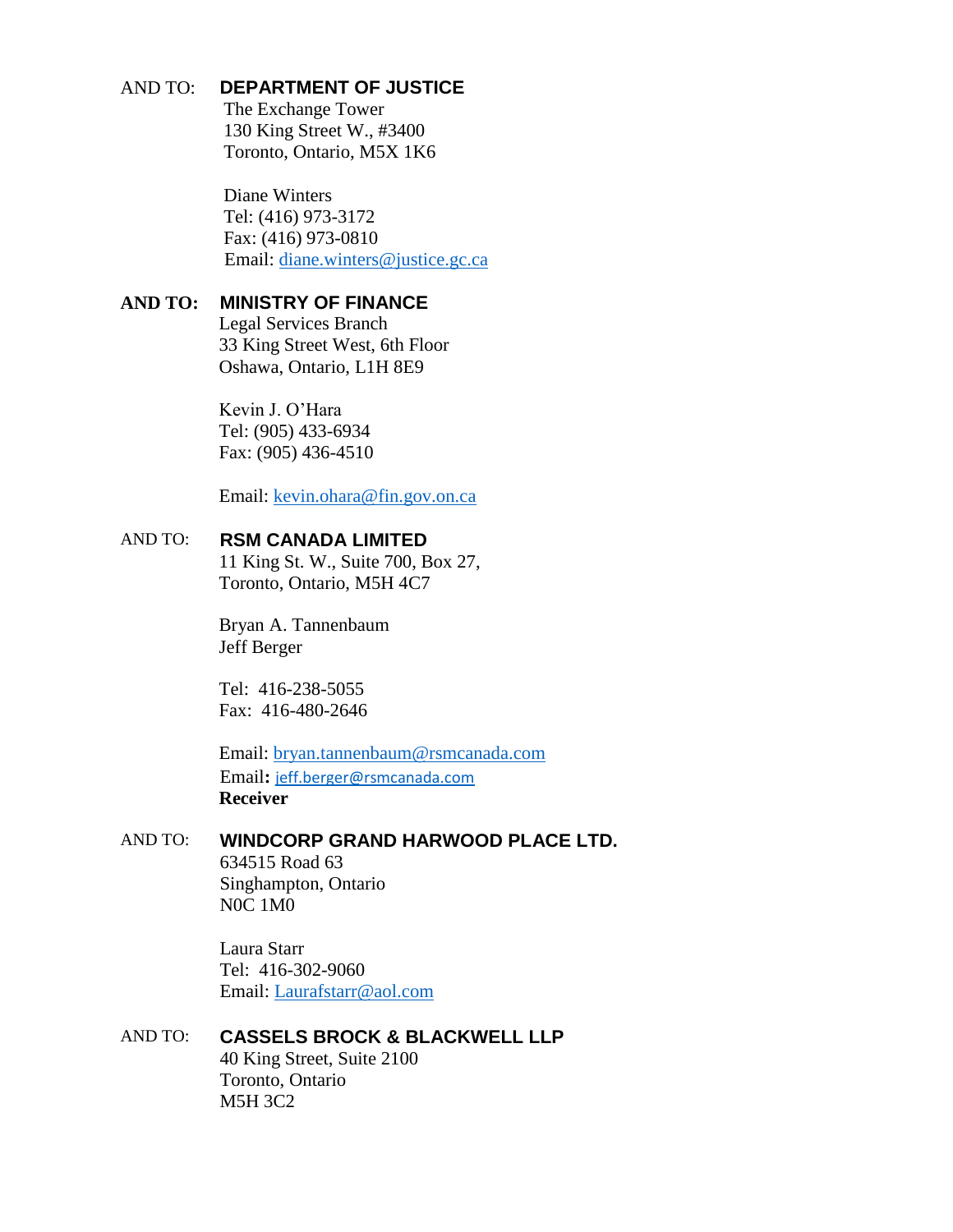AND TO: **DEPARTMENT OF JUSTICE**
The Exchange Tower
130 King Street W., #3400
Toronto, Ontario, M5X 1K6

Diane Winters
Tel: (416) 973-3172
Fax: (416) 973-0810
Email: diane.winters@justice.gc.ca

**AND TO: MINISTRY OF FINANCE**
Legal Services Branch
33 King Street West, 6th Floor
Oshawa, Ontario, L1H 8E9

Kevin J. O'Hara
Tel: (905) 433-6934
Fax: (905) 436-4510

Email: kevin.ohara@fin.gov.on.ca

AND TO: **RSM CANADA LIMITED**
11 King St. W., Suite 700, Box 27,
Toronto, Ontario, M5H 4C7

Bryan A. Tannenbaum
Jeff Berger

Tel: 416-238-5055
Fax: 416-480-2646

Email: bryan.tannenbaum@rsmcanada.com
Email**:** jeff.berger@rsmcanada.com
**Receiver**

AND TO: **WINDCORP GRAND HARWOOD PLACE LTD.**
634515 Road 63
Singhampton, Ontario
N0C 1M0

Laura Starr
Tel: 416-302-9060
Email: Laurafstarr@aol.com

AND TO: **CASSELS BROCK & BLACKWELL LLP**
40 King Street, Suite 2100
Toronto, Ontario
M5H 3C2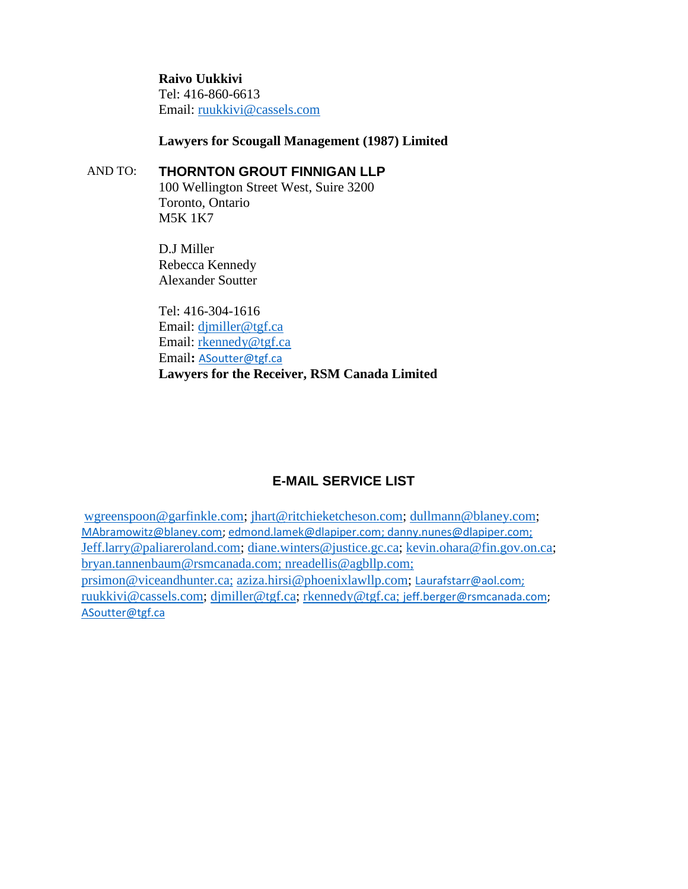**Raivo Uukkivi**
Tel: 416-860-6613
Email: ruukkivi@cassels.com

**Lawyers for Scougall Management (1987) Limited**

AND TO: **THORNTON GROUT FINNIGAN LLP**
100 Wellington Street West, Suire 3200
Toronto, Ontario
M5K 1K7

D.J Miller
Rebecca Kennedy
Alexander Soutter

Tel: 416-304-1616
Email: djmiller@tgf.ca
Email: rkennedy@tgf.ca
Email: ASoutter@tgf.ca
**Lawyers for the Receiver, RSM Canada Limited**

## E-MAIL SERVICE LIST

wgreenspoon@garfinkle.com; jhart@ritchieketcheson.com; dullmann@blaney.com; MAbramowitz@blaney.com; edmond.lamek@dlapiper.com; danny.nunes@dlapiper.com; Jeff.larry@paliareroland.com; diane.winters@justice.gc.ca; kevin.ohara@fin.gov.on.ca; bryan.tannenbaum@rsmcanada.com; nreadellis@agbllp.com; prsimon@viceandhunter.ca; aziza.hirsi@phoenixlawllp.com; Laurafstarr@aol.com; ruukkivi@cassels.com; djmiller@tgf.ca; rkennedy@tgf.ca; jeff.berger@rsmcanada.com; ASoutter@tgf.ca